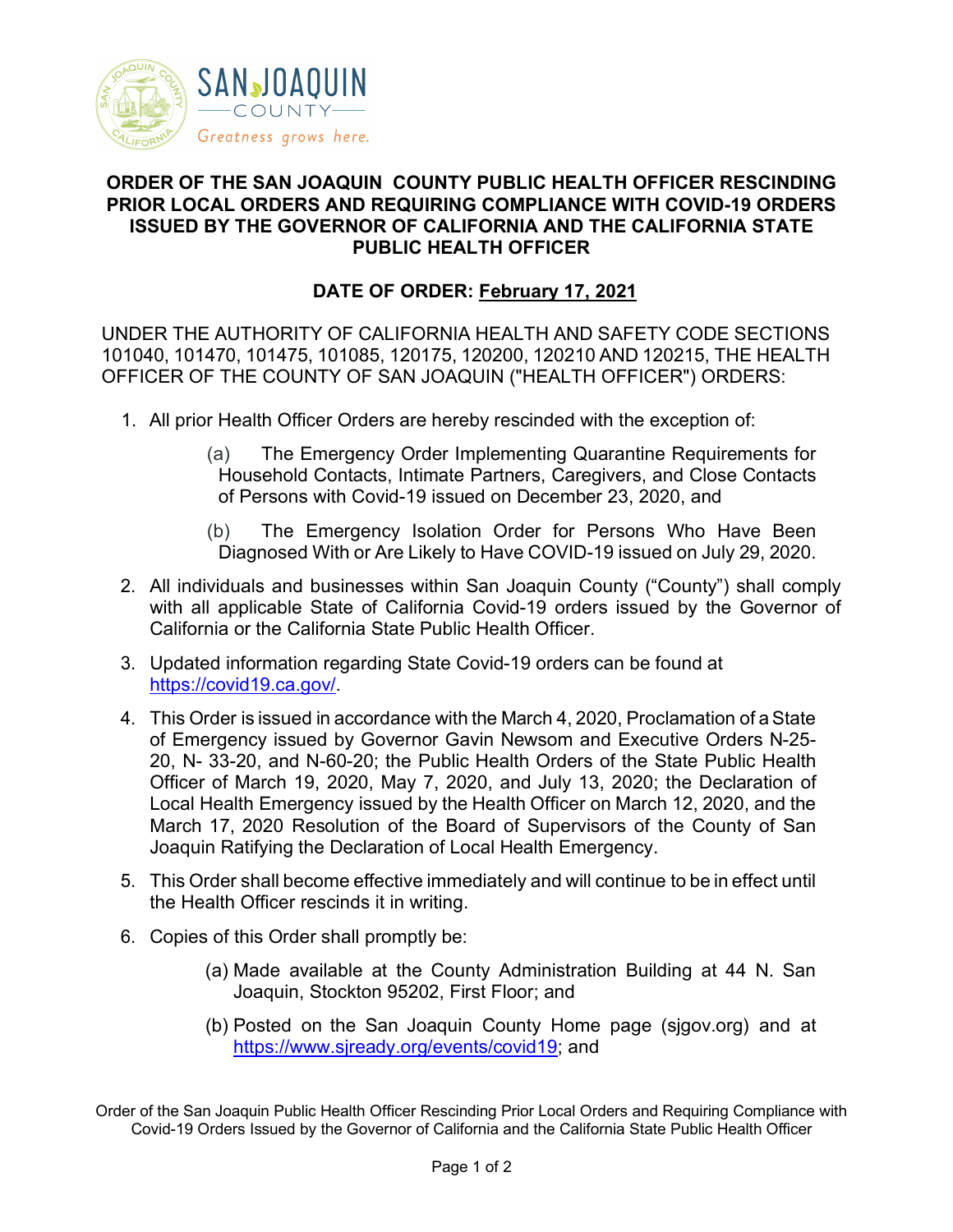# ORDER OF THE SAN JOAQUIN COUNTY PUBLIC HEALTH OFFICER RESCINDING PRIOR LOCAL ORDERS AND REQUIRING COMPLIANCE WITH COVID-19 ORDERS ISSUED BY THE GOVERNOR OF CALIFORNIA AND THE CALIFORNIA STATE PUBLIC HEALTH OFFICER

**DATE OF ORDER: February 17, 2021**

UNDER THE AUTHORITY OF CALIFORNIA HEALTH AND SAFETY CODE SECTIONS 101040, 101470, 101475, 101085, 120175, 120200, 120210 AND 120215, THE HEALTH OFFICER OF THE COUNTY OF SAN JOAQUIN ("HEALTH OFFICER") ORDERS:

1. All prior Health Officer Orders are hereby rescinded with the exception of:
   - (a) The Emergency Order Implementing Quarantine Requirements for Household Contacts, Intimate Partners, Caregivers, and Close Contacts of Persons with Covid-19 issued on December 23, 2020, and
   - (b) The Emergency Isolation Order for Persons Who Have Been Diagnosed With or Are Likely to Have COVID-19 issued on July 29, 2020.
2. All individuals and businesses within San Joaquin County ("County") shall comply with all applicable State of California Covid-19 orders issued by the Governor of California or the California State Public Health Officer.
3. Updated information regarding State Covid-19 orders can be found at https://covid19.ca.gov/.
4. This Order is issued in accordance with the March 4, 2020, Proclamation of a State of Emergency issued by Governor Gavin Newsom and Executive Orders N-25-20, N- 33-20, and N-60-20; the Public Health Orders of the State Public Health Officer of March 19, 2020, May 7, 2020, and July 13, 2020; the Declaration of Local Health Emergency issued by the Health Officer on March 12, 2020, and the March 17, 2020 Resolution of the Board of Supervisors of the County of San Joaquin Ratifying the Declaration of Local Health Emergency.
5. This Order shall become effective immediately and will continue to be in effect until the Health Officer rescinds it in writing.
6. Copies of this Order shall promptly be:
   - (a) Made available at the County Administration Building at 44 N. San Joaquin, Stockton 95202, First Floor; and
   - (b) Posted on the San Joaquin County Home page (sjgov.org) and at https://www.sjready.org/events/covid19; and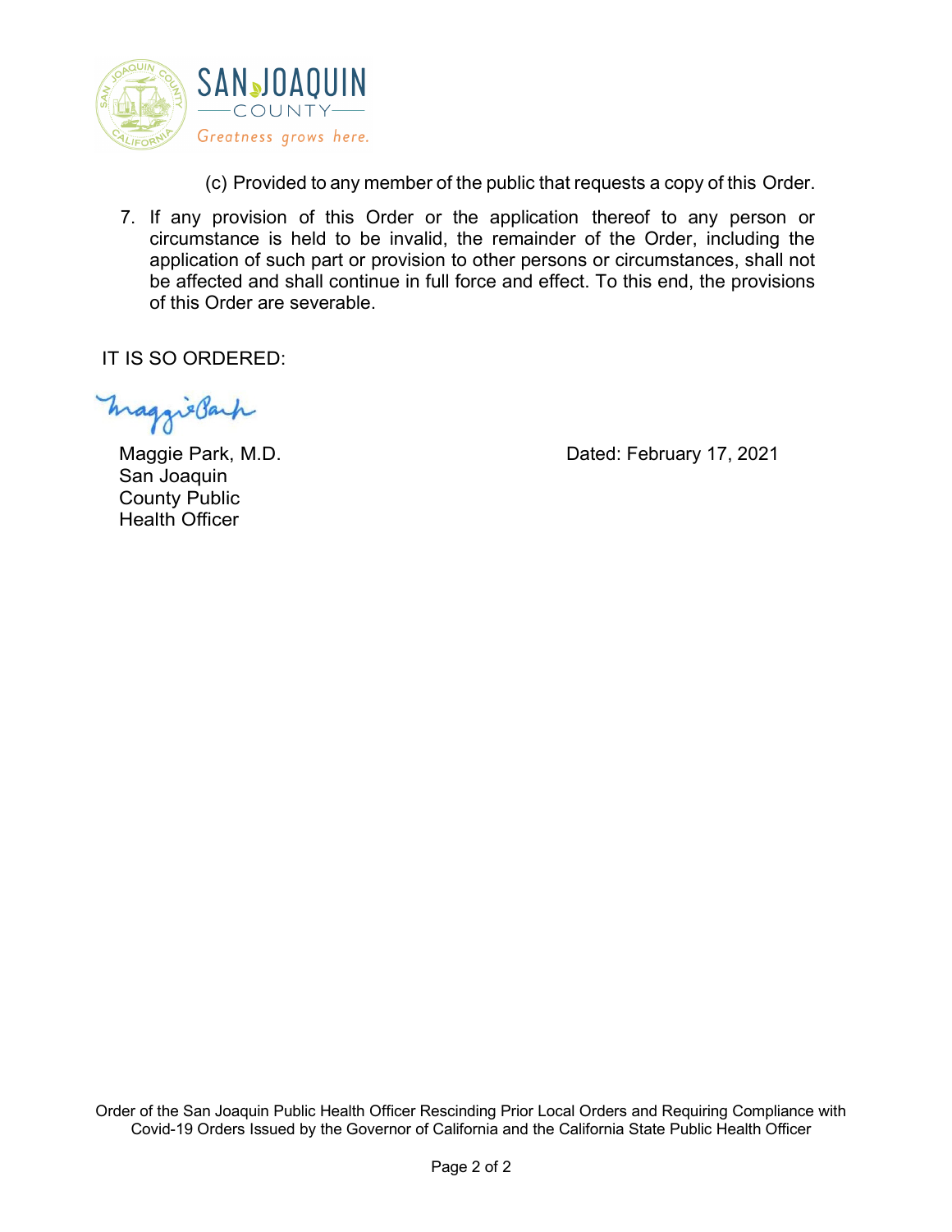(c) Provided to any member of the public that requests a copy of this Order.

7. If any provision of this Order or the application thereof to any person or circumstance is held to be invalid, the remainder of the Order, including the application of such part or provision to other persons or circumstances, shall not be affected and shall continue in full force and effect. To this end, the provisions of this Order are severable.

IT IS SO ORDERED:

Maggie Park, M.D.
San Joaquin
County Public
Health Officer

Dated: February 17, 2021